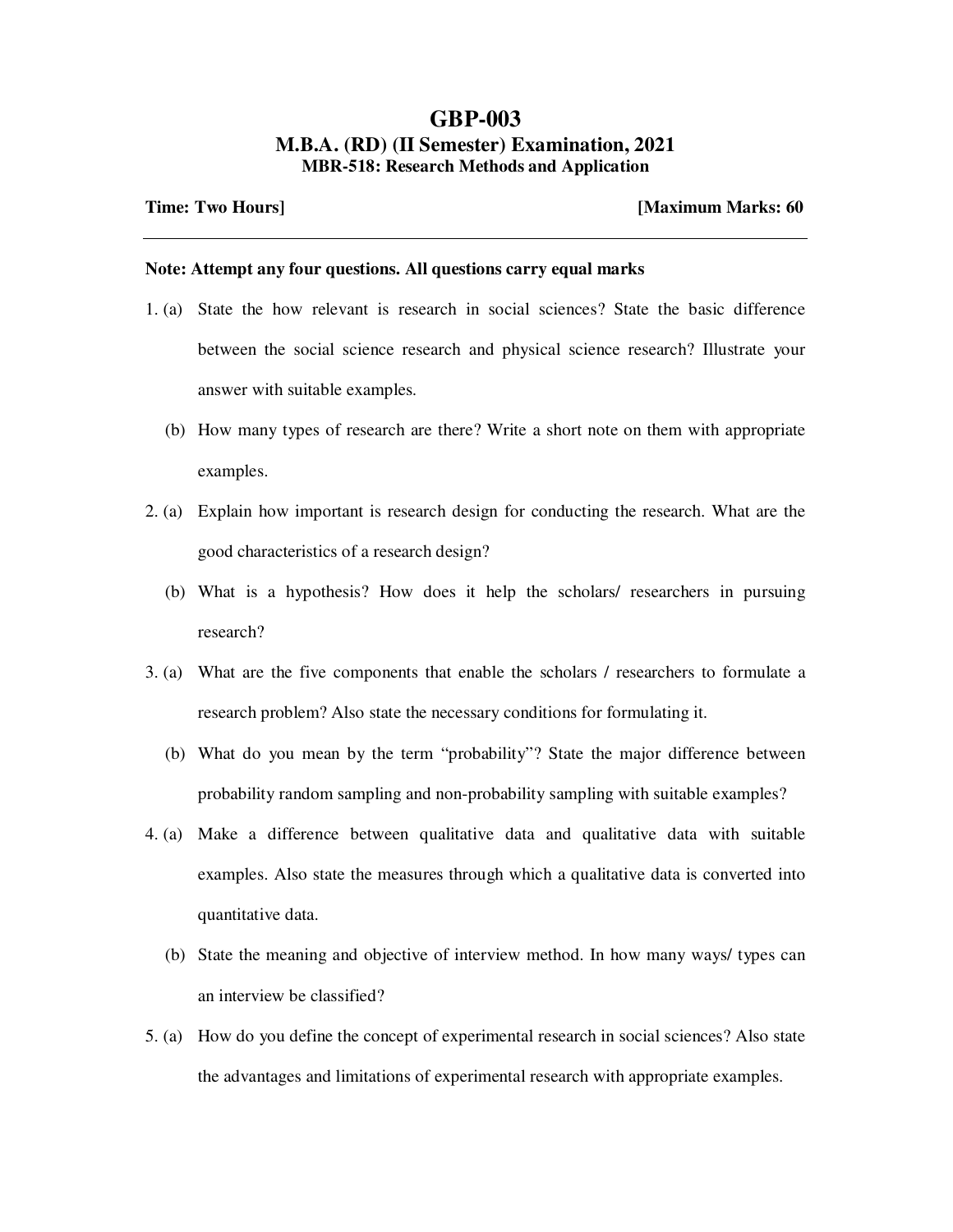# GBP-003

## M.B.A. (RD) (II Semester) Examination, 2021

### MBR-518: Research Methods and Application

**Time: Two Hours]** **[Maximum Marks: 60**

---

**Note: Attempt any four questions. All questions carry equal marks**

1. (a) State the how relevant is research in social sciences? State the basic difference between the social science research and physical science research? Illustrate your answer with suitable examples.

   (b) How many types of research are there? Write a short note on them with appropriate examples.

2. (a) Explain how important is research design for conducting the research. What are the good characteristics of a research design?

   (b) What is a hypothesis? How does it help the scholars/ researchers in pursuing research?

3. (a) What are the five components that enable the scholars / researchers to formulate a research problem? Also state the necessary conditions for formulating it.

   (b) What do you mean by the term "probability"? State the major difference between probability random sampling and non-probability sampling with suitable examples?

4. (a) Make a difference between qualitative data and qualitative data with suitable examples. Also state the measures through which a qualitative data is converted into quantitative data.

   (b) State the meaning and objective of interview method. In how many ways/ types can an interview be classified?

5. (a) How do you define the concept of experimental research in social sciences? Also state the advantages and limitations of experimental research with appropriate examples.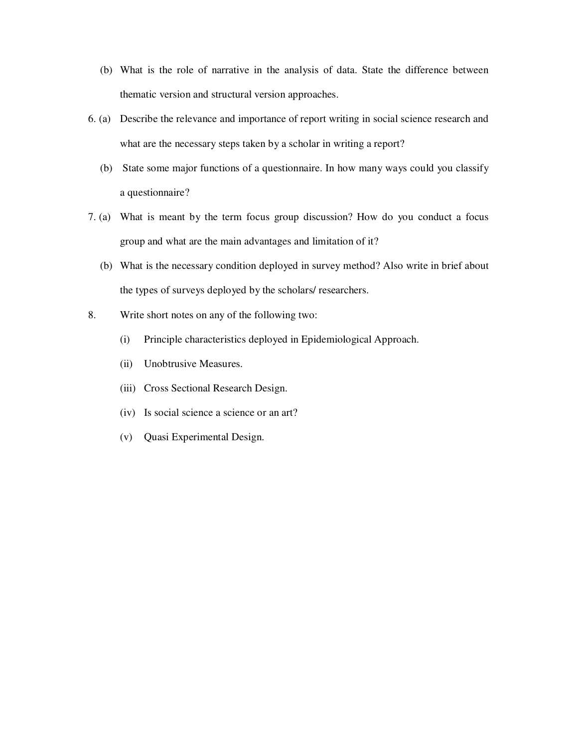(b) What is the role of narrative in the analysis of data. State the difference between thematic version and structural version approaches.

6. (a) Describe the relevance and importance of report writing in social science research and what are the necessary steps taken by a scholar in writing a report?

   (b) State some major functions of a questionnaire. In how many ways could you classify a questionnaire?

7. (a) What is meant by the term focus group discussion? How do you conduct a focus group and what are the main advantages and limitation of it?

   (b) What is the necessary condition deployed in survey method? Also write in brief about the types of surveys deployed by the scholars/ researchers.

8. Write short notes on any of the following two:

   (i) Principle characteristics deployed in Epidemiological Approach.

   (ii) Unobtrusive Measures.

   (iii) Cross Sectional Research Design.

   (iv) Is social science a science or an art?

   (v) Quasi Experimental Design.